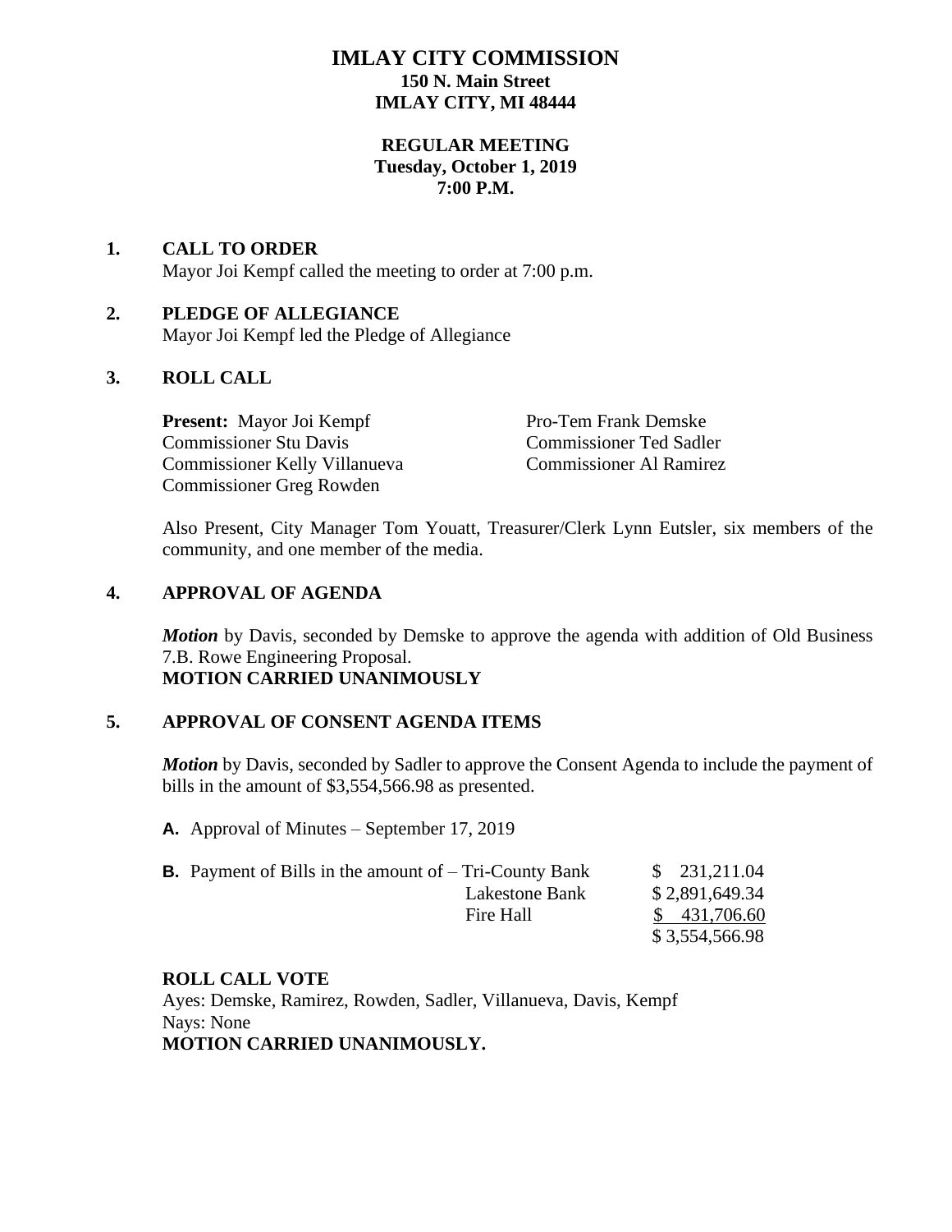# IMLAY CITY COMMISSION

**150 N. Main Street**
**IMLAY CITY, MI 48444**

**REGULAR MEETING**
**Tuesday, October 1, 2019**
**7:00 P.M.**

## 1. CALL TO ORDER

Mayor Joi Kempf called the meeting to order at 7:00 p.m.

## 2. PLEDGE OF ALLEGIANCE

Mayor Joi Kempf led the Pledge of Allegiance

## 3. ROLL CALL

**Present:** Mayor Joi Kempf
Commissioner Stu Davis
Commissioner Kelly Villanueva
Commissioner Greg Rowden
Pro-Tem Frank Demske
Commissioner Ted Sadler
Commissioner Al Ramirez

Also Present, City Manager Tom Youatt, Treasurer/Clerk Lynn Eutsler, six members of the community, and one member of the media.

## 4. APPROVAL OF AGENDA

***Motion*** by Davis, seconded by Demske to approve the agenda with addition of Old Business 7.B. Rowe Engineering Proposal.
**MOTION CARRIED UNANIMOUSLY**

## 5. APPROVAL OF CONSENT AGENDA ITEMS

***Motion*** by Davis, seconded by Sadler to approve the Consent Agenda to include the payment of bills in the amount of $3,554,566.98 as presented.

**A.** Approval of Minutes – September 17, 2019

| **B.** Payment of Bills in the amount of – | |
|---|---|
| Tri-County Bank | $ 231,211.04 |
| Lakestone Bank | $ 2,891,649.34 |
| Fire Hall | $ 431,706.60 |
| | $ 3,554,566.98 |

**ROLL CALL VOTE**
Ayes: Demske, Ramirez, Rowden, Sadler, Villanueva, Davis, Kempf
Nays: None
**MOTION CARRIED UNANIMOUSLY.**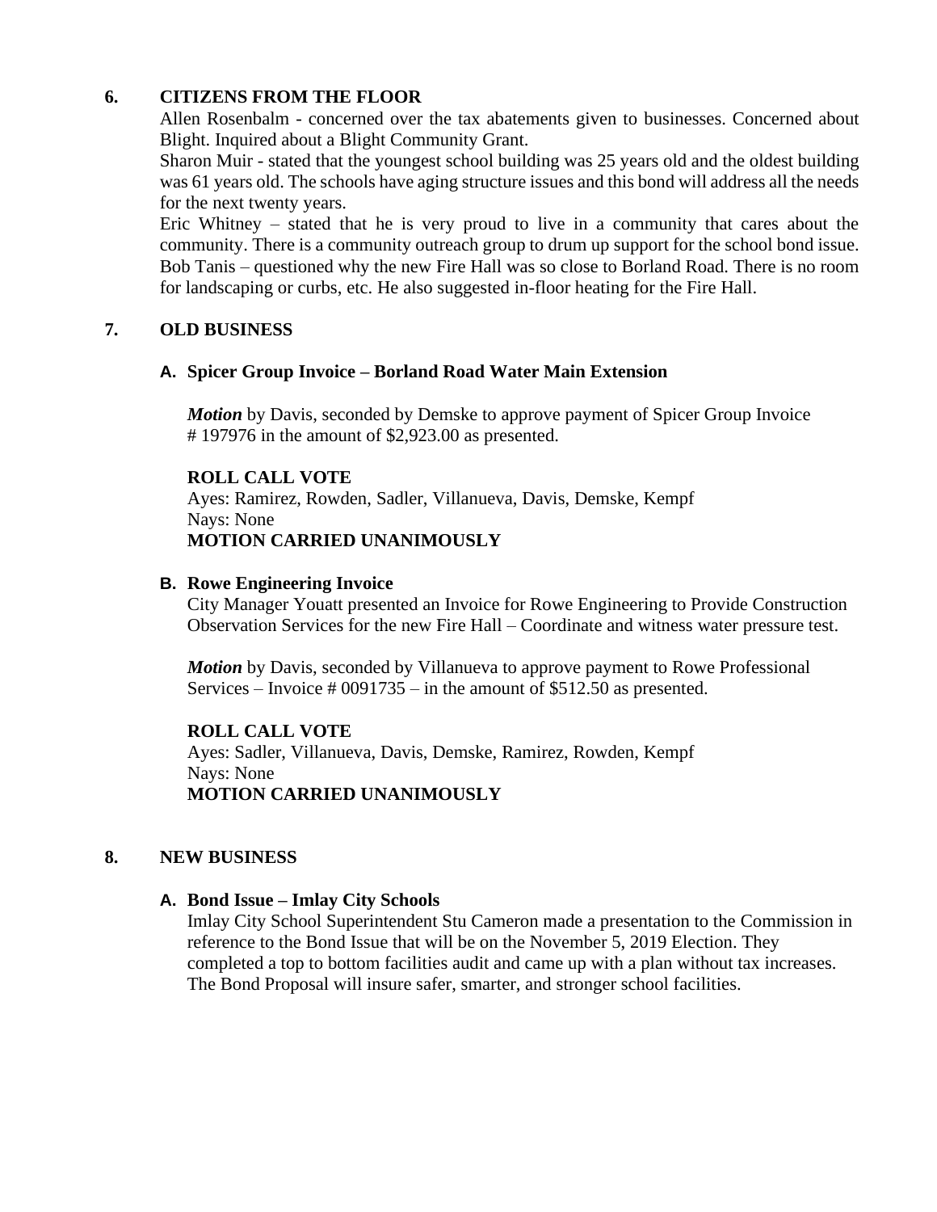## 6. CITIZENS FROM THE FLOOR

Allen Rosenbalm - concerned over the tax abatements given to businesses. Concerned about Blight. Inquired about a Blight Community Grant.

Sharon Muir - stated that the youngest school building was 25 years old and the oldest building was 61 years old. The schools have aging structure issues and this bond will address all the needs for the next twenty years.

Eric Whitney – stated that he is very proud to live in a community that cares about the community. There is a community outreach group to drum up support for the school bond issue.

Bob Tanis – questioned why the new Fire Hall was so close to Borland Road. There is no room for landscaping or curbs, etc. He also suggested in-floor heating for the Fire Hall.

## 7. OLD BUSINESS

### A. Spicer Group Invoice – Borland Road Water Main Extension

***Motion*** by Davis, seconded by Demske to approve payment of Spicer Group Invoice # 197976 in the amount of $2,923.00 as presented.

**ROLL CALL VOTE**
Ayes: Ramirez, Rowden, Sadler, Villanueva, Davis, Demske, Kempf
Nays: None
**MOTION CARRIED UNANIMOUSLY**

### B. Rowe Engineering Invoice

City Manager Youatt presented an Invoice for Rowe Engineering to Provide Construction Observation Services for the new Fire Hall – Coordinate and witness water pressure test.

***Motion*** by Davis, seconded by Villanueva to approve payment to Rowe Professional Services – Invoice # 0091735 – in the amount of $512.50 as presented.

**ROLL CALL VOTE**
Ayes: Sadler, Villanueva, Davis, Demske, Ramirez, Rowden, Kempf
Nays: None
**MOTION CARRIED UNANIMOUSLY**

## 8. NEW BUSINESS

### A. Bond Issue – Imlay City Schools

Imlay City School Superintendent Stu Cameron made a presentation to the Commission in reference to the Bond Issue that will be on the November 5, 2019 Election. They completed a top to bottom facilities audit and came up with a plan without tax increases. The Bond Proposal will insure safer, smarter, and stronger school facilities.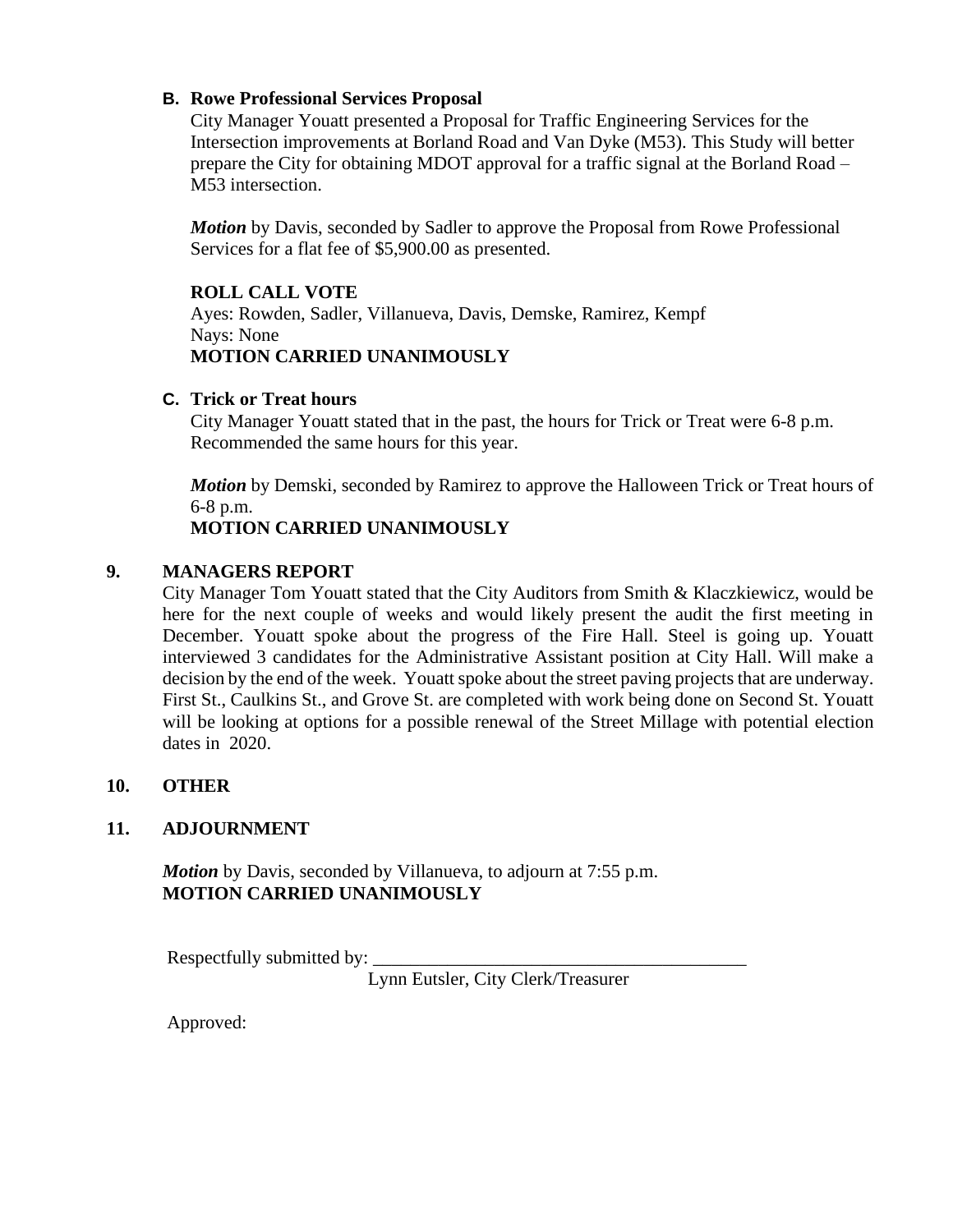**B. Rowe Professional Services Proposal**

City Manager Youatt presented a Proposal for Traffic Engineering Services for the Intersection improvements at Borland Road and Van Dyke (M53). This Study will better prepare the City for obtaining MDOT approval for a traffic signal at the Borland Road – M53 intersection.

***Motion*** by Davis, seconded by Sadler to approve the Proposal from Rowe Professional Services for a flat fee of $5,900.00 as presented.

**ROLL CALL VOTE**
Ayes: Rowden, Sadler, Villanueva, Davis, Demske, Ramirez, Kempf
Nays: None
**MOTION CARRIED UNANIMOUSLY**

**C. Trick or Treat hours**

City Manager Youatt stated that in the past, the hours for Trick or Treat were 6-8 p.m. Recommended the same hours for this year.

***Motion*** by Demski, seconded by Ramirez to approve the Halloween Trick or Treat hours of 6-8 p.m.
**MOTION CARRIED UNANIMOUSLY**

## 9. MANAGERS REPORT

City Manager Tom Youatt stated that the City Auditors from Smith & Klaczkiewicz, would be here for the next couple of weeks and would likely present the audit the first meeting in December. Youatt spoke about the progress of the Fire Hall. Steel is going up. Youatt interviewed 3 candidates for the Administrative Assistant position at City Hall. Will make a decision by the end of the week. Youatt spoke about the street paving projects that are underway. First St., Caulkins St., and Grove St. are completed with work being done on Second St. Youatt will be looking at options for a possible renewal of the Street Millage with potential election dates in 2020.

## 10. OTHER

## 11. ADJOURNMENT

***Motion*** by Davis, seconded by Villanueva, to adjourn at 7:55 p.m.
**MOTION CARRIED UNANIMOUSLY**

Respectfully submitted by: ________________________________________
Lynn Eutsler, City Clerk/Treasurer

Approved: